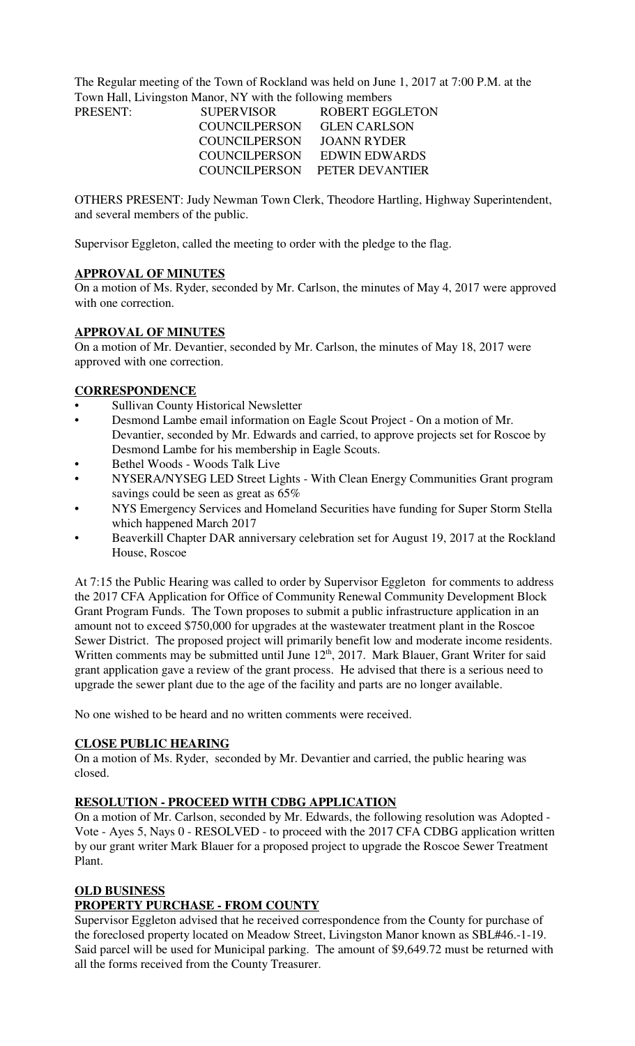The Regular meeting of the Town of Rockland was held on June 1, 2017 at 7:00 P.M. at the Town Hall, Livingston Manor, NY with the following members

| PRESENT: | SUPERVISOR | ROBERT EGGLETON |
|---|---|---|
| | COUNCILPERSON | GLEN CARLSON |
| | COUNCILPERSON | JOANN RYDER |
| | COUNCILPERSON | EDWIN EDWARDS |
| | COUNCILPERSON | PETER DEVANTIER |

OTHERS PRESENT: Judy Newman Town Clerk, Theodore Hartling, Highway Superintendent, and several members of the public.

Supervisor Eggleton, called the meeting to order with the pledge to the flag.

**APPROVAL OF MINUTES**

On a motion of Ms. Ryder, seconded by Mr. Carlson, the minutes of May 4, 2017 were approved with one correction.

**APPROVAL OF MINUTES**

On a motion of Mr. Devantier, seconded by Mr. Carlson, the minutes of May 18, 2017 were approved with one correction.

**CORRESPONDENCE**

- Sullivan County Historical Newsletter
- Desmond Lambe email information on Eagle Scout Project - On a motion of Mr. Devantier, seconded by Mr. Edwards and carried, to approve projects set for Roscoe by Desmond Lambe for his membership in Eagle Scouts.
- Bethel Woods - Woods Talk Live
- NYSERA/NYSEG LED Street Lights - With Clean Energy Communities Grant program savings could be seen as great as 65%
- NYS Emergency Services and Homeland Securities have funding for Super Storm Stella which happened March 2017
- Beaverkill Chapter DAR anniversary celebration set for August 19, 2017 at the Rockland House, Roscoe

At 7:15 the Public Hearing was called to order by Supervisor Eggleton for comments to address the 2017 CFA Application for Office of Community Renewal Community Development Block Grant Program Funds. The Town proposes to submit a public infrastructure application in an amount not to exceed $750,000 for upgrades at the wastewater treatment plant in the Roscoe Sewer District. The proposed project will primarily benefit low and moderate income residents. Written comments may be submitted until June 12th, 2017. Mark Blauer, Grant Writer for said grant application gave a review of the grant process. He advised that there is a serious need to upgrade the sewer plant due to the age of the facility and parts are no longer available.

No one wished to be heard and no written comments were received.

**CLOSE PUBLIC HEARING**

On a motion of Ms. Ryder, seconded by Mr. Devantier and carried, the public hearing was closed.

**RESOLUTION - PROCEED WITH CDBG APPLICATION**

On a motion of Mr. Carlson, seconded by Mr. Edwards, the following resolution was Adopted - Vote - Ayes 5, Nays 0 - RESOLVED - to proceed with the 2017 CFA CDBG application written by our grant writer Mark Blauer for a proposed project to upgrade the Roscoe Sewer Treatment Plant.

**OLD BUSINESS**

**PROPERTY PURCHASE - FROM COUNTY**

Supervisor Eggleton advised that he received correspondence from the County for purchase of the foreclosed property located on Meadow Street, Livingston Manor known as SBL#46.-1-19. Said parcel will be used for Municipal parking. The amount of $9,649.72 must be returned with all the forms received from the County Treasurer.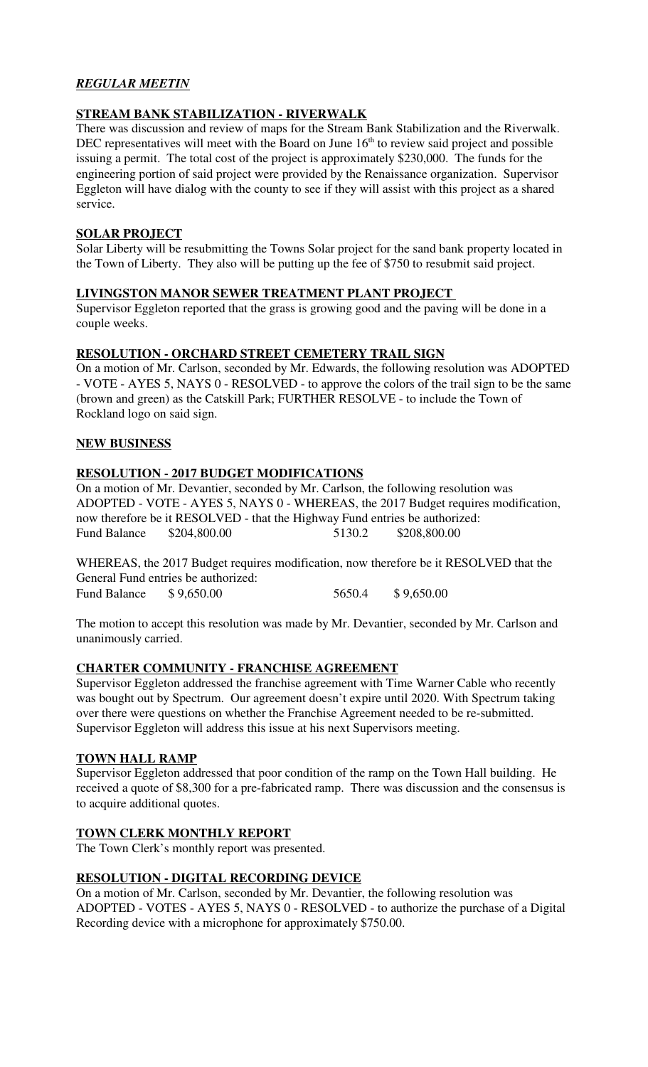***REGULAR MEETIN***

## **STREAM BANK STABILIZATION - RIVERWALK**

There was discussion and review of maps for the Stream Bank Stabilization and the Riverwalk. DEC representatives will meet with the Board on June 16th to review said project and possible issuing a permit. The total cost of the project is approximately $230,000. The funds for the engineering portion of said project were provided by the Renaissance organization. Supervisor Eggleton will have dialog with the county to see if they will assist with this project as a shared service.

## **SOLAR PROJECT**

Solar Liberty will be resubmitting the Towns Solar project for the sand bank property located in the Town of Liberty. They also will be putting up the fee of $750 to resubmit said project.

## **LIVINGSTON MANOR SEWER TREATMENT PLANT PROJECT**

Supervisor Eggleton reported that the grass is growing good and the paving will be done in a couple weeks.

## **RESOLUTION - ORCHARD STREET CEMETERY TRAIL SIGN**

On a motion of Mr. Carlson, seconded by Mr. Edwards, the following resolution was ADOPTED - VOTE - AYES 5, NAYS 0 - RESOLVED - to approve the colors of the trail sign to be the same (brown and green) as the Catskill Park; FURTHER RESOLVE - to include the Town of Rockland logo on said sign.

## **NEW BUSINESS**

## **RESOLUTION - 2017 BUDGET MODIFICATIONS**

On a motion of Mr. Devantier, seconded by Mr. Carlson, the following resolution was ADOPTED - VOTE - AYES 5, NAYS 0 - WHEREAS, the 2017 Budget requires modification, now therefore be it RESOLVED - that the Highway Fund entries be authorized:

| | | | |
|---|---|---|---|
| Fund Balance | $204,800.00 | 5130.2 | $208,800.00 |

WHEREAS, the 2017 Budget requires modification, now therefore be it RESOLVED that the General Fund entries be authorized:

| | | | |
|---|---|---|---|
| Fund Balance | $ 9,650.00 | 5650.4 | $ 9,650.00 |

The motion to accept this resolution was made by Mr. Devantier, seconded by Mr. Carlson and unanimously carried.

## **CHARTER COMMUNITY - FRANCHISE AGREEMENT**

Supervisor Eggleton addressed the franchise agreement with Time Warner Cable who recently was bought out by Spectrum. Our agreement doesn't expire until 2020. With Spectrum taking over there were questions on whether the Franchise Agreement needed to be re-submitted. Supervisor Eggleton will address this issue at his next Supervisors meeting.

## **TOWN HALL RAMP**

Supervisor Eggleton addressed that poor condition of the ramp on the Town Hall building. He received a quote of $8,300 for a pre-fabricated ramp. There was discussion and the consensus is to acquire additional quotes.

## **TOWN CLERK MONTHLY REPORT**

The Town Clerk's monthly report was presented.

## **RESOLUTION - DIGITAL RECORDING DEVICE**

On a motion of Mr. Carlson, seconded by Mr. Devantier, the following resolution was ADOPTED - VOTES - AYES 5, NAYS 0 - RESOLVED - to authorize the purchase of a Digital Recording device with a microphone for approximately $750.00.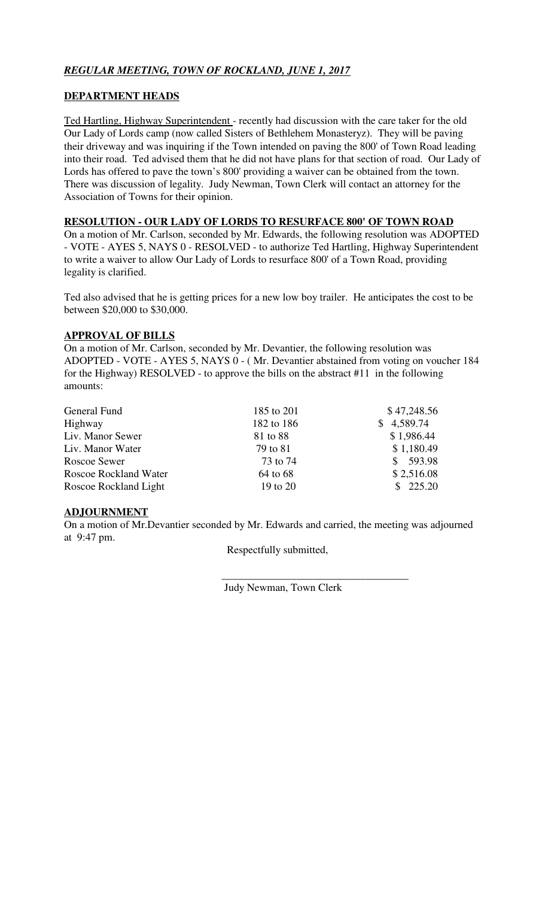## ***REGULAR MEETING, TOWN OF ROCKLAND, JUNE 1, 2017***

### **DEPARTMENT HEADS**

Ted Hartling, Highway Superintendent - recently had discussion with the care taker for the old Our Lady of Lords camp (now called Sisters of Bethlehem Monasteryz). They will be paving their driveway and was inquiring if the Town intended on paving the 800' of Town Road leading into their road. Ted advised them that he did not have plans for that section of road. Our Lady of Lords has offered to pave the town's 800' providing a waiver can be obtained from the town. There was discussion of legality. Judy Newman, Town Clerk will contact an attorney for the Association of Towns for their opinion.

### **RESOLUTION - OUR LADY OF LORDS TO RESURFACE 800' OF TOWN ROAD**

On a motion of Mr. Carlson, seconded by Mr. Edwards, the following resolution was ADOPTED - VOTE - AYES 5, NAYS 0 - RESOLVED - to authorize Ted Hartling, Highway Superintendent to write a waiver to allow Our Lady of Lords to resurface 800' of a Town Road, providing legality is clarified.

Ted also advised that he is getting prices for a new low boy trailer. He anticipates the cost to be between $20,000 to $30,000.

### **APPROVAL OF BILLS**

On a motion of Mr. Carlson, seconded by Mr. Devantier, the following resolution was ADOPTED - VOTE - AYES 5, NAYS 0 - ( Mr. Devantier abstained from voting on voucher 184 for the Highway) RESOLVED - to approve the bills on the abstract #11 in the following amounts:

| | | |
|---|---|---|
| General Fund | 185 to 201 | $ 47,248.56 |
| Highway | 182 to 186 | $ 4,589.74 |
| Liv. Manor Sewer | 81 to 88 | $ 1,986.44 |
| Liv. Manor Water | 79 to 81 | $ 1,180.49 |
| Roscoe Sewer | 73 to 74 | $ 593.98 |
| Roscoe Rockland Water | 64 to 68 | $ 2,516.08 |
| Roscoe Rockland Light | 19 to 20 | $ 225.20 |

### **ADJOURNMENT**

On a motion of Mr.Devantier seconded by Mr. Edwards and carried, the meeting was adjourned at 9:47 pm.

Respectfully submitted,

\_\_\_\_\_\_\_\_\_\_\_\_\_\_\_\_\_\_\_\_\_\_\_\_\_\_\_\_\_\_\_\_\_\_\_

Judy Newman, Town Clerk